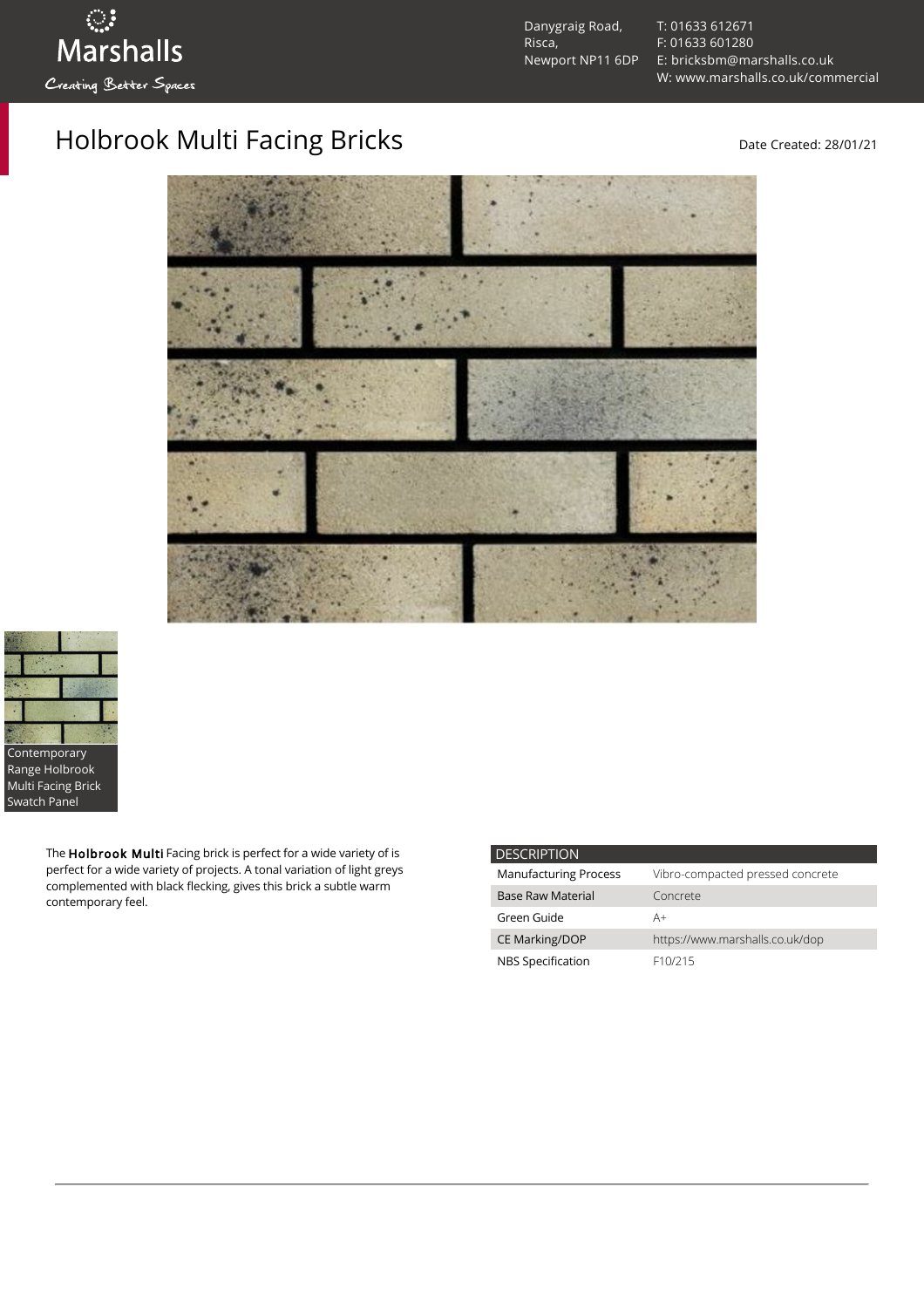Marshalls

Creating Better Spaces

Danygraig Road,
Risca,
Newport NP11 6DP

T: 01633 612671
F: 01633 601280
E: bricksbm@marshalls.co.uk
W: www.marshalls.co.uk/commercial

# Holbrook Multi Facing Bricks

Date Created: 28/01/21

Contemporary Range Holbrook Multi Facing Brick Swatch Panel

The **Holbrook Multi** Facing brick is perfect for a wide variety of is perfect for a wide variety of projects. A tonal variation of light greys complemented with black flecking, gives this brick a subtle warm contemporary feel.

| DESCRIPTION | |
| --- | --- |
| Manufacturing Process | Vibro-compacted pressed concrete |
| Base Raw Material | Concrete |
| Green Guide | A+ |
| CE Marking/DOP | https://www.marshalls.co.uk/dop |
| NBS Specification | F10/215 |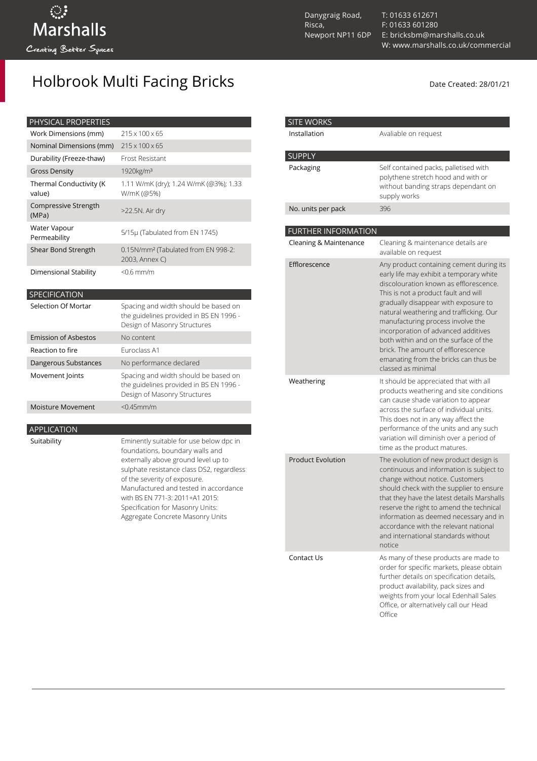Marshalls

Creating Better Spaces

Danygraig Road,
Risca,
Newport NP11 6DP

T: 01633 612671
F: 01633 601280
E: bricksbm@marshalls.co.uk
W: www.marshalls.co.uk/commercial

# Holbrook Multi Facing Bricks

Date Created: 28/01/21

## PHYSICAL PROPERTIES

| | |
|---|---|
| Work Dimensions (mm) | 215 x 100 x 65 |
| Nominal Dimensions (mm) | 215 x 100 x 65 |
| Durability (Freeze-thaw) | Frost Resistant |
| Gross Density | 1920kg/m³ |
| Thermal Conductivity (K value) | 1.11 W/mK (dry); 1.24 W/mK (@3%); 1.33 W/mK (@5%) |
| Compressive Strength (MPa) | >22.5N. Air dry |
| Water Vapour Permeability | 5/15μ (Tabulated from EN 1745) |
| Shear Bond Strength | 0.15N/mm² (Tabulated from EN 998-2: 2003, Annex C) |
| Dimensional Stability | <0.6 mm/m |

## SPECIFICATION

| | |
|---|---|
| Selection Of Mortar | Spacing and width should be based on the guidelines provided in BS EN 1996 - Design of Masonry Structures |
| Emission of Asbestos | No content |
| Reaction to fire | Euroclass A1 |
| Dangerous Substances | No performance declared |
| Movement Joints | Spacing and width should be based on the guidelines provided in BS EN 1996 - Design of Masonry Structures |
| Moisture Movement | <0.45mm/m |

## APPLICATION

| | |
|---|---|
| Suitability | Eminently suitable for use below dpc in foundations, boundary walls and externally above ground level up to sulphate resistance class DS2, regardless of the severity of exposure. Manufactured and tested in accordance with BS EN 771-3: 2011+A1 2015: Specification for Masonry Units: Aggregate Concrete Masonry Units |

## SITE WORKS

| | |
|---|---|
| Installation | Avaliable on request |

## SUPPLY

| | |
|---|---|
| Packaging | Self contained packs, palletised with polythene stretch hood and with or without banding straps dependant on supply works |
| No. units per pack | 396 |

## FURTHER INFORMATION

| | |
|---|---|
| Cleaning & Maintenance | Cleaning & maintenance details are available on request |
| Efflorescence | Any product containing cement during its early life may exhibit a temporary white discolouration known as efflorescence. This is not a product fault and will gradually disappear with exposure to natural weathering and trafficking. Our manufacturing process involve the incorporation of advanced additives both within and on the surface of the brick. The amount of efflorescence emanating from the bricks can thus be classed as minimal |
| Weathering | It should be appreciated that with all products weathering and site conditions can cause shade variation to appear across the surface of individual units. This does not in any way affect the performance of the units and any such variation will diminish over a period of time as the product matures. |
| Product Evolution | The evolution of new product design is continuous and information is subject to change without notice. Customers should check with the supplier to ensure that they have the latest details Marshalls reserve the right to amend the technical information as deemed necessary and in accordance with the relevant national and international standards without notice |
| Contact Us | As many of these products are made to order for specific markets, please obtain further details on specification details, product availability, pack sizes and weights from your local Edenhall Sales Office, or alternatively call our Head Office |